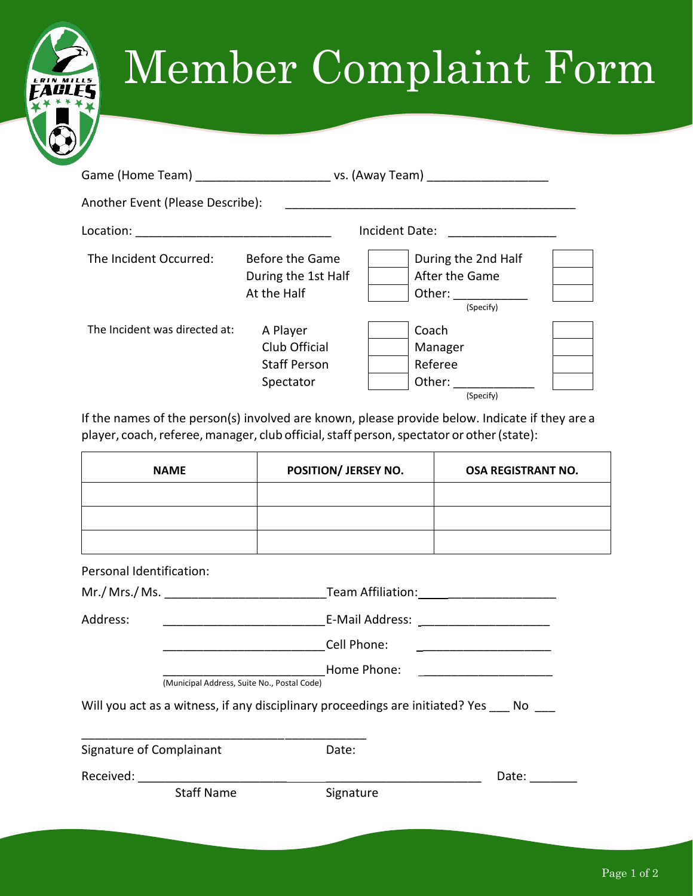# Member Complaint Form

Game (Home Team) ____________________ vs. (Away Team) __________________

Another Event (Please Describe): ____________________________________________

Location: _____________________________ Incident Date: ________________

The Incident Occurred:

| | | | |
|---|---|---|---|
| Before the Game | ☐ | During the 2nd Half | ☐ |
| During the 1st Half | ☐ | After the Game | ☐ |
| At the Half | ☐ | Other: ___________ (Specify) | ☐ |

The Incident was directed at:

| | | | |
|---|---|---|---|
| A Player | ☐ | Coach | ☐ |
| Club Official | ☐ | Manager | ☐ |
| Staff Person | ☐ | Referee | ☐ |
| Spectator | ☐ | Other: ____________ (Specify) | ☐ |

If the names of the person(s) involved are known, please provide below. Indicate if they are a player, coach, referee, manager, club official, staff person, spectator or other (state):

| NAME | POSITION/ JERSEY NO. | OSA REGISTRANT NO. |
|---|---|---|
| | | |
| | | |
| | | |

Personal Identification:

Mr./ Mrs./ Ms. ________________________ Team Affiliation: _________________

Address: ________________________ E-Mail Address: ____________________

________________________ Cell Phone: ____________________

________________________ Home Phone: ____________________

(Municipal Address, Suite No., Postal Code)

Will you act as a witness, if any disciplinary proceedings are initiated? Yes ___ No ___

_____________________________________________

Signature of Complainant Date:

Received: ______________________ __________________________ Date: _______

Staff Name Signature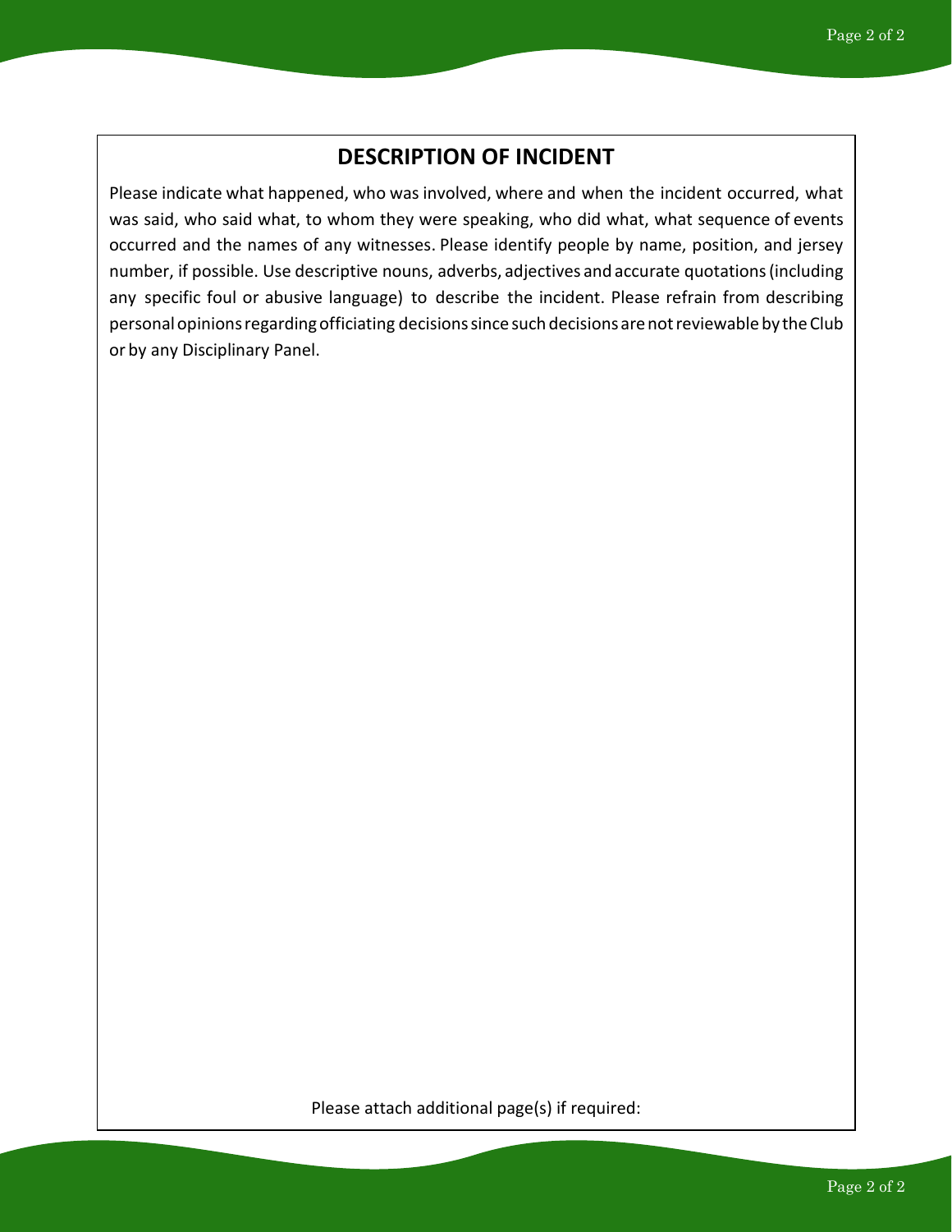## DESCRIPTION OF INCIDENT

Please indicate what happened, who was involved, where and when the incident occurred, what was said, who said what, to whom they were speaking, who did what, what sequence of events occurred and the names of any witnesses. Please identify people by name, position, and jersey number, if possible. Use descriptive nouns, adverbs, adjectives and accurate quotations (including any specific foul or abusive language) to describe the incident. Please refrain from describing personal opinions regarding officiating decisions since such decisions are not reviewable by the Club or by any Disciplinary Panel.

Please attach additional page(s) if required: